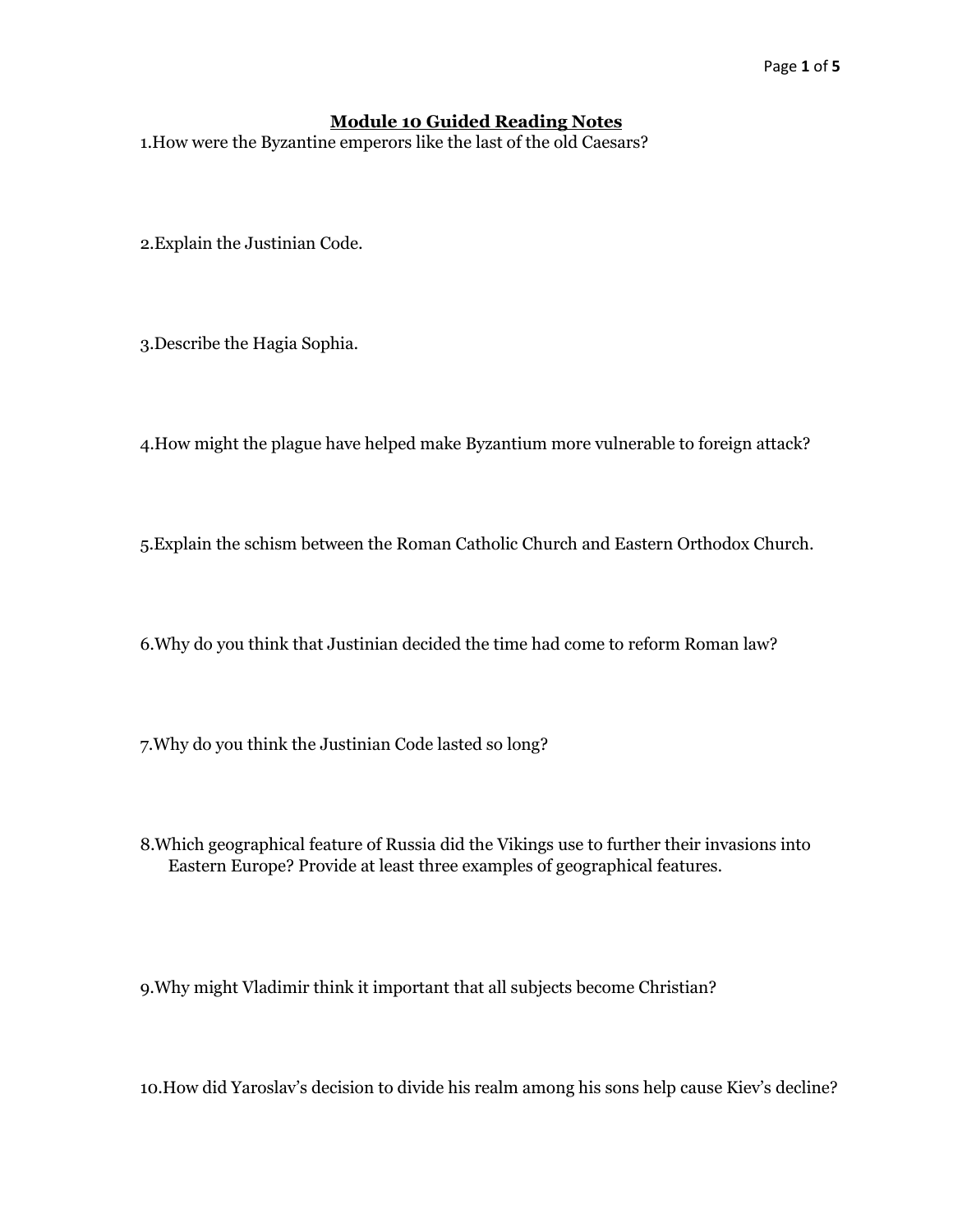## Module 10 Guided Reading Notes

1.How were the Byzantine emperors like the last of the old Caesars?

2.Explain the Justinian Code.

3.Describe the Hagia Sophia.

4.How might the plague have helped make Byzantium more vulnerable to foreign attack?

5.Explain the schism between the Roman Catholic Church and Eastern Orthodox Church.

6.Why do you think that Justinian decided the time had come to reform Roman law?

7.Why do you think the Justinian Code lasted so long?

8.Which geographical feature of Russia did the Vikings use to further their invasions into Eastern Europe? Provide at least three examples of geographical features.

9.Why might Vladimir think it important that all subjects become Christian?

10.How did Yaroslav's decision to divide his realm among his sons help cause Kiev's decline?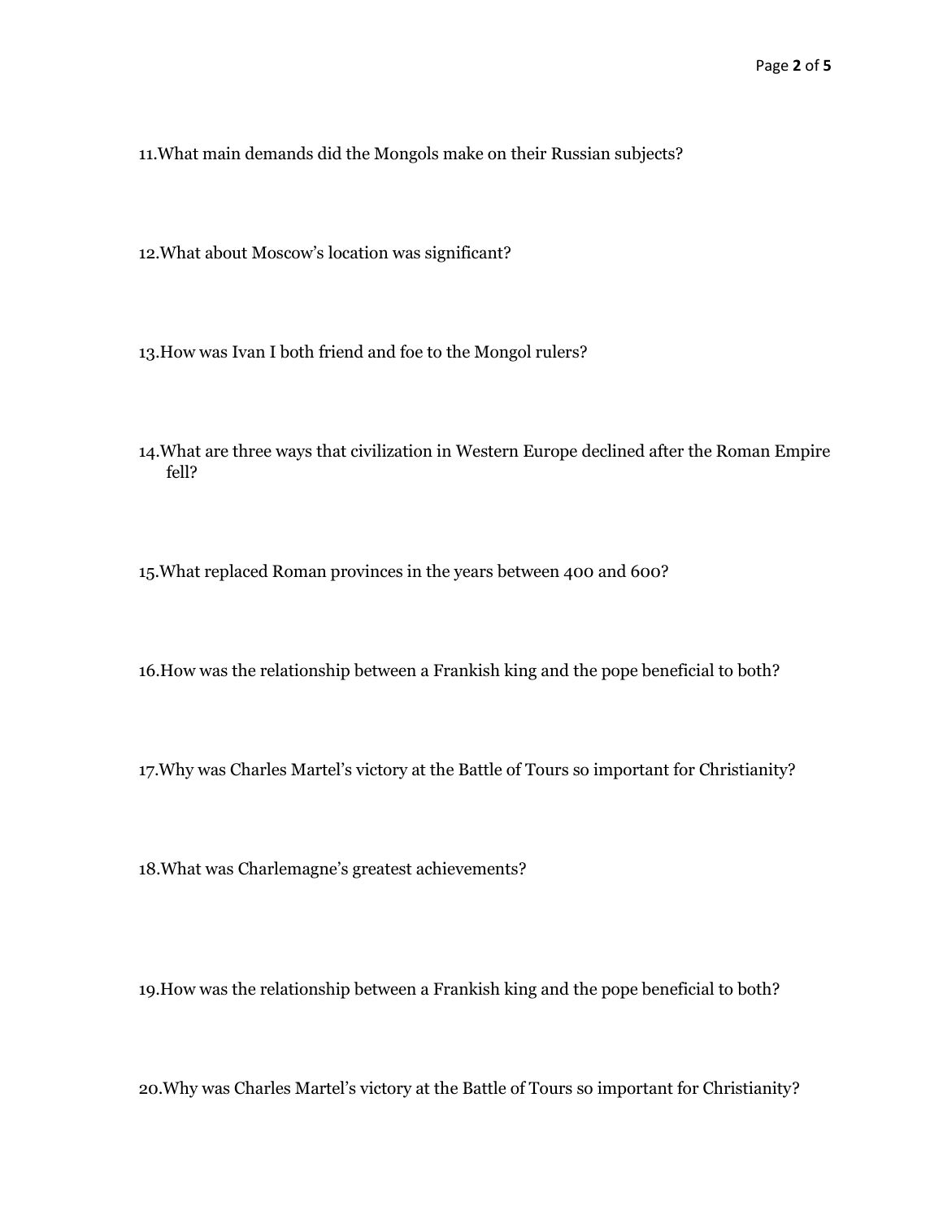11. What main demands did the Mongols make on their Russian subjects?

12. What about Moscow's location was significant?

13. How was Ivan I both friend and foe to the Mongol rulers?

14. What are three ways that civilization in Western Europe declined after the Roman Empire fell?

15. What replaced Roman provinces in the years between 400 and 600?

16. How was the relationship between a Frankish king and the pope beneficial to both?

17. Why was Charles Martel's victory at the Battle of Tours so important for Christianity?

18. What was Charlemagne's greatest achievements?

19. How was the relationship between a Frankish king and the pope beneficial to both?

20. Why was Charles Martel's victory at the Battle of Tours so important for Christianity?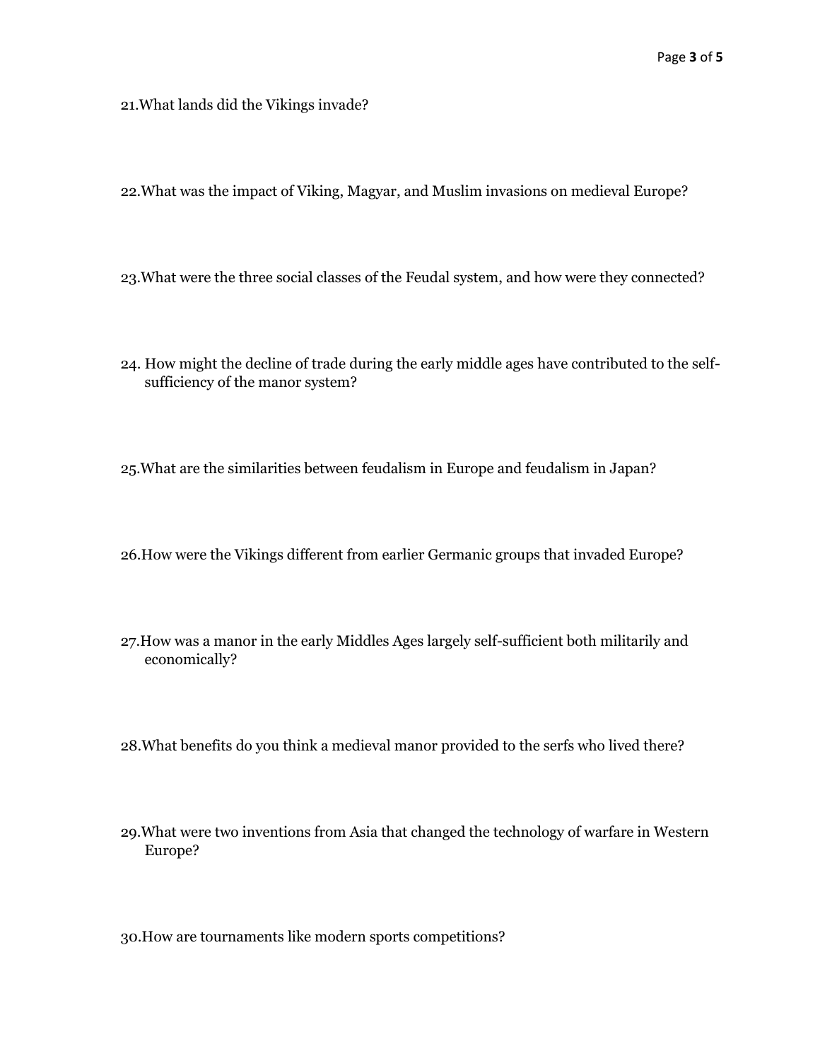21. What lands did the Vikings invade?

22. What was the impact of Viking, Magyar, and Muslim invasions on medieval Europe?

23. What were the three social classes of the Feudal system, and how were they connected?

24. How might the decline of trade during the early middle ages have contributed to the self-sufficiency of the manor system?

25. What are the similarities between feudalism in Europe and feudalism in Japan?

26. How were the Vikings different from earlier Germanic groups that invaded Europe?

27. How was a manor in the early Middles Ages largely self-sufficient both militarily and economically?

28. What benefits do you think a medieval manor provided to the serfs who lived there?

29. What were two inventions from Asia that changed the technology of warfare in Western Europe?

30. How are tournaments like modern sports competitions?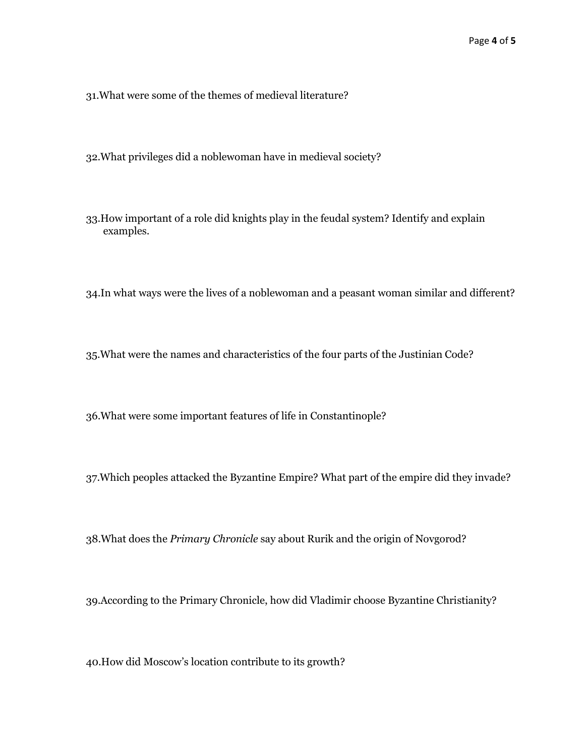31. What were some of the themes of medieval literature?

32. What privileges did a noblewoman have in medieval society?

33. How important of a role did knights play in the feudal system? Identify and explain examples.

34. In what ways were the lives of a noblewoman and a peasant woman similar and different?

35. What were the names and characteristics of the four parts of the Justinian Code?

36. What were some important features of life in Constantinople?

37. Which peoples attacked the Byzantine Empire? What part of the empire did they invade?

38. What does the *Primary Chronicle* say about Rurik and the origin of Novgorod?

39. According to the Primary Chronicle, how did Vladimir choose Byzantine Christianity?

40. How did Moscow's location contribute to its growth?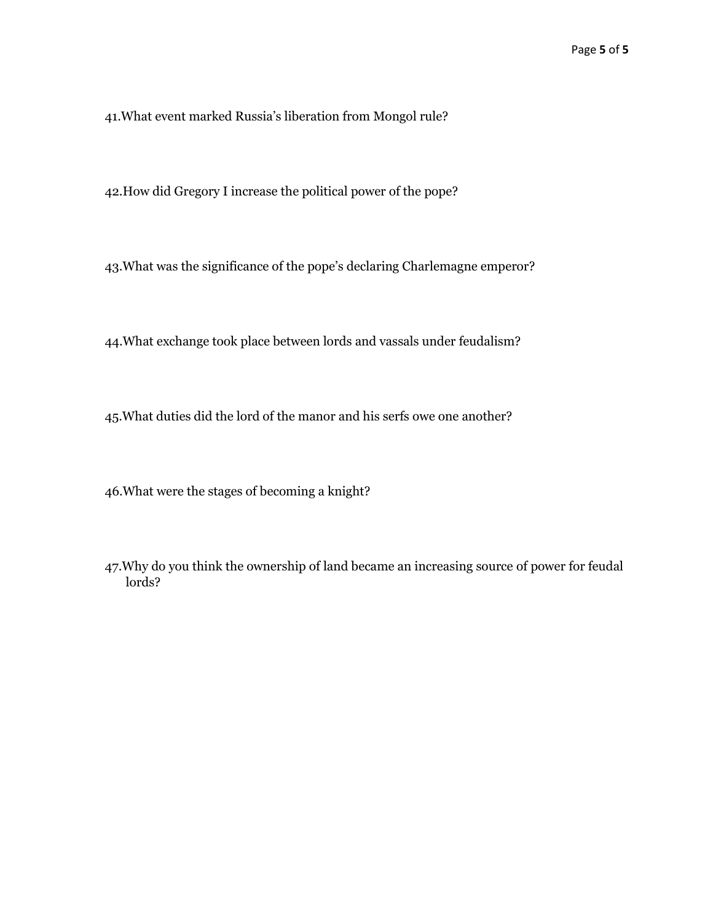41. What event marked Russia's liberation from Mongol rule?

42. How did Gregory I increase the political power of the pope?

43. What was the significance of the pope's declaring Charlemagne emperor?

44. What exchange took place between lords and vassals under feudalism?

45. What duties did the lord of the manor and his serfs owe one another?

46. What were the stages of becoming a knight?

47. Why do you think the ownership of land became an increasing source of power for feudal lords?